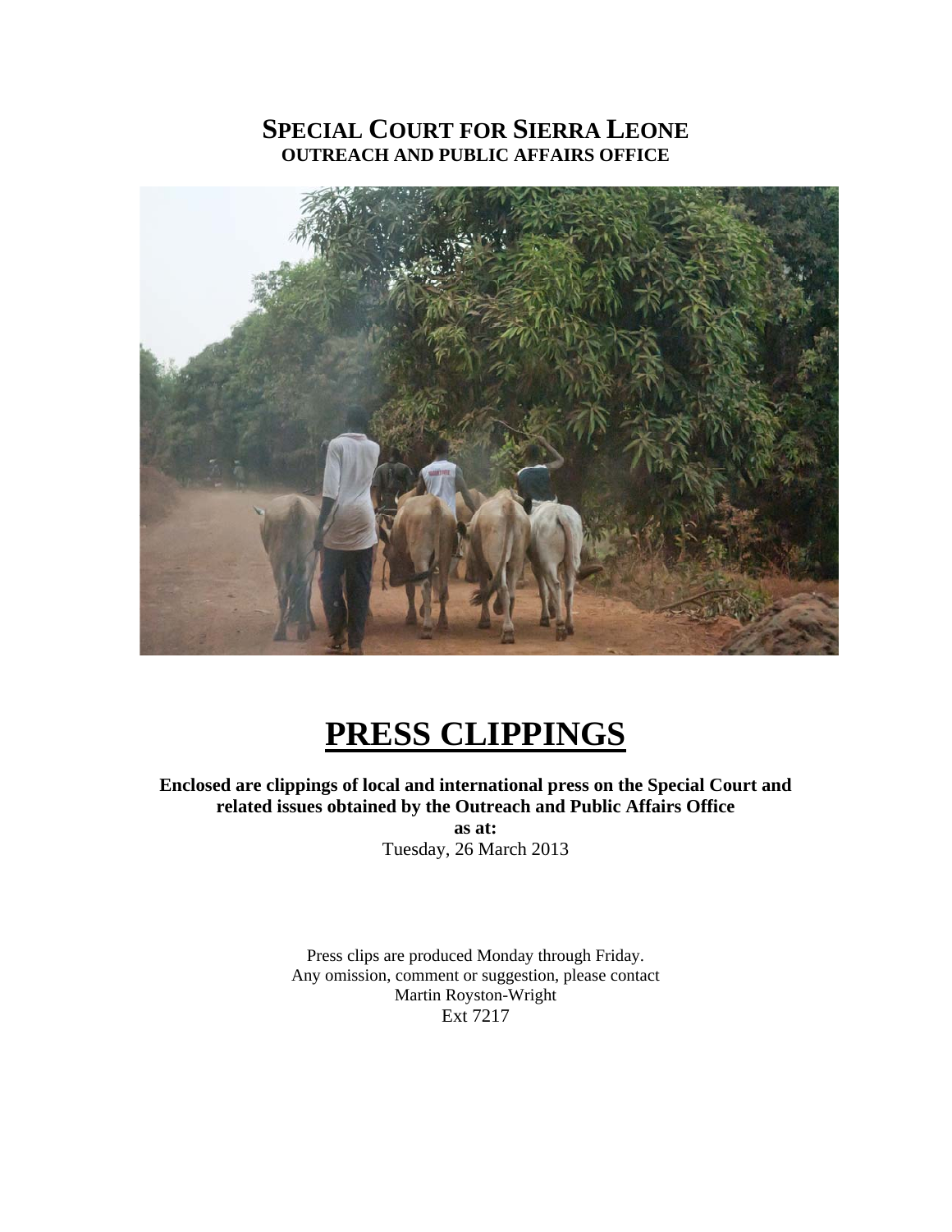# SPECIAL COURT FOR SIERRA LEONE
## OUTREACH AND PUBLIC AFFAIRS OFFICE

# PRESS CLIPPINGS

**Enclosed are clippings of local and international press on the Special Court and related issues obtained by the Outreach and Public Affairs Office**
**as at:**
Tuesday, 26 March 2013

Press clips are produced Monday through Friday.
Any omission, comment or suggestion, please contact
Martin Royston-Wright
Ext 7217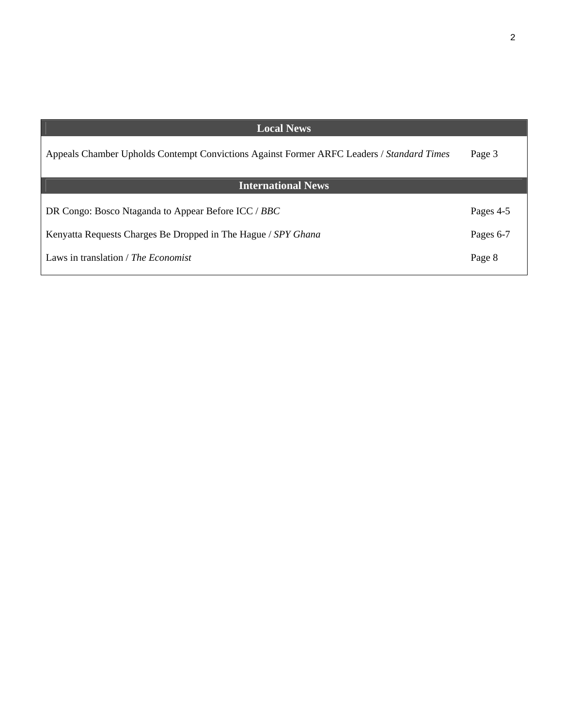| Local News | |
|---|---|
| Appeals Chamber Upholds Contempt Convictions Against Former ARFC Leaders / *Standard Times* | Page 3 |
| **International News** | |
| DR Congo: Bosco Ntaganda to Appear Before ICC / *BBC* | Pages 4-5 |
| Kenyatta Requests Charges Be Dropped in The Hague / *SPY Ghana* | Pages 6-7 |
| Laws in translation / *The Economist* | Page 8 |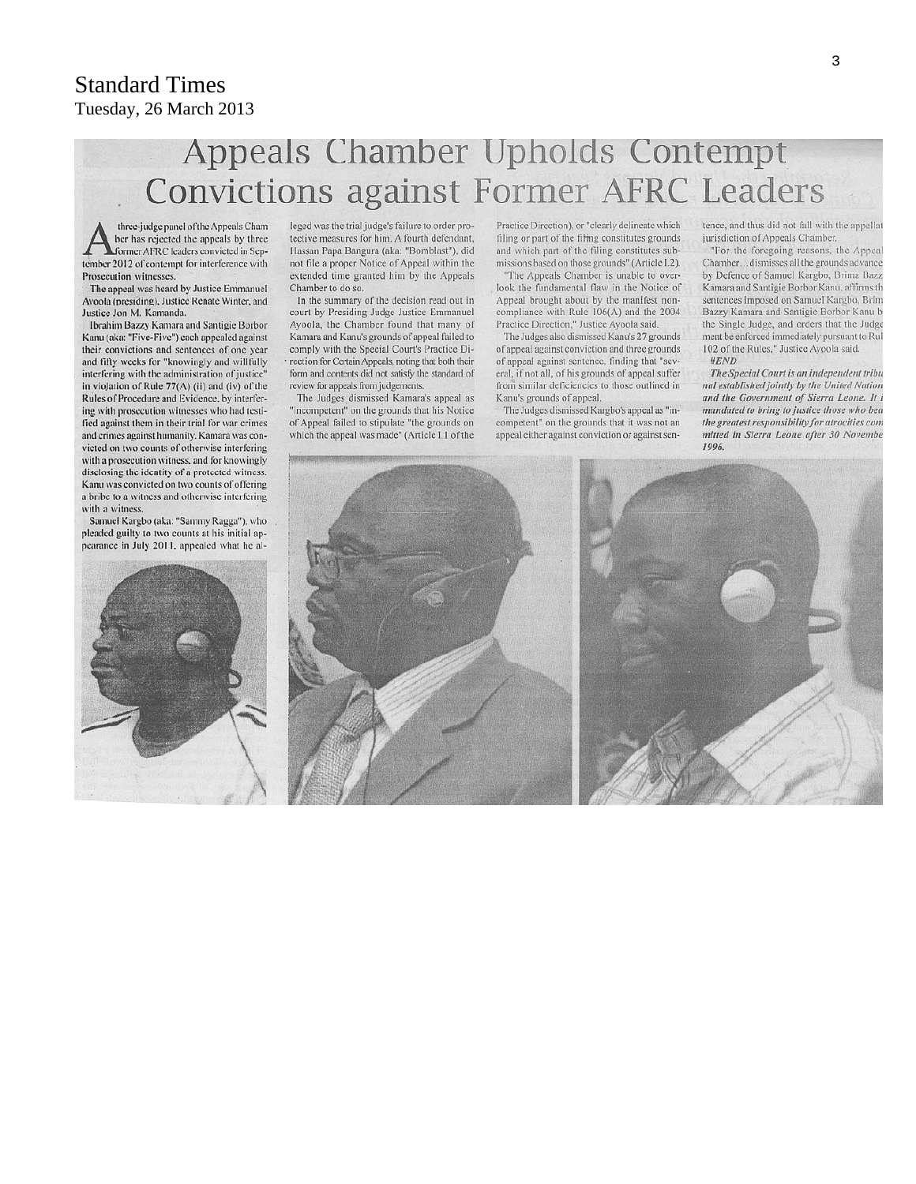Standard Times
Tuesday, 26 March 2013

# Appeals Chamber Upholds Contempt Convictions against Former AFRC Leaders

A three-judge panel of the Appeals Chamber has rejected the appeals by three former AFRC leaders convicted in September 2012 of contempt for interference with Prosecution witnesses.

The appeal was heard by Justice Emmanuel Ayoola (presiding), Justice Renate Winter, and Justice Jon M. Kamanda.

Ibrahim Bazzy Kamara and Santigie Borbor Kanu (aka: "Five-Five") each appealed against their convictions and sentences of one year and fifty weeks for "knowingly and willfully interfering with the administration of justice" in violation of Rule 77(A) (ii) and (iv) of the Rules of Procedure and Evidence, by interfering with prosecution witnesses who had testified against them in their trial for war crimes and crimes against humanity. Kamara was convicted on two counts of otherwise interfering with a prosecution witness, and for knowingly disclosing the identity of a protected witness. Kanu was convicted on two counts of offering a bribe to a witness and otherwise interfering with a witness.

Samuel Kargbo (aka: "Sammy Ragga"), who pleaded guilty to two counts at his initial appearance in July 2011, appealed what he alleged was the trial judge's failure to order protective measures for him. A fourth defendant, Hassan Papa Bangura (aka: "Bomblast"), did not file a proper Notice of Appeal within the extended time granted him by the Appeals Chamber to do so.

In the summary of the decision read out in court by Presiding Judge Justice Emmanuel Ayoola, the Chamber found that many of Kamara and Kanu's grounds of appeal failed to comply with the Special Court's Practice Direction for Certain Appeals, noting that both their form and contents did not satisfy the standard of review for appeals from judgements.

The Judges dismissed Kamara's appeal as "incompetent" on the grounds that his Notice of Appeal failed to stipulate "the grounds on which the appeal was made" (Article 1.1 of the Practice Direction), or "clearly delineate which filing or part of the filing constitutes grounds and which part of the filing constitutes submissions based on those grounds" (Article 1.2).

"The Appeals Chamber is unable to overlook the fundamental flaw in the Notice of Appeal brought about by the manifest noncompliance with Rule 106(A) and the 2004 Practice Direction," Justice Ayoola said.

The Judges also dismissed Kanu's 27 grounds of appeal against conviction and three grounds of appeal against sentence, finding that "several, if not all, of his grounds of appeal suffer from similar deficiencies to those outlined in Kanu's grounds of appeal.

The Judges dismissed Kargbo's appeal as "incompetent" on the grounds that it was not an appeal either against conviction or against sentence, and thus did not fall with the appellate jurisdiction of Appeals Chamber.

"For the foregoing reasons, the Appeal Chamber... dismisses all the grounds advanced by Defence of Samuel Kargbo, Brima Bazzy Kamara and Santigie Borbor Kanu, affirms the sentences imposed on Samuel Kargbo, Brima Bazzy Kamara and Santigie Borbor Kanu by the Single Judge, and orders that the Judgement be enforced immediately pursuant to Rule 102 of the Rules," Justice Ayoola said.

#END

*The Special Court is an independent tribunal established jointly by the United Nations and the Government of Sierra Leone. It is mandated to bring to justice those who bear the greatest responsibility for atrocities committed in Sierra Leone after 30 November 1996.*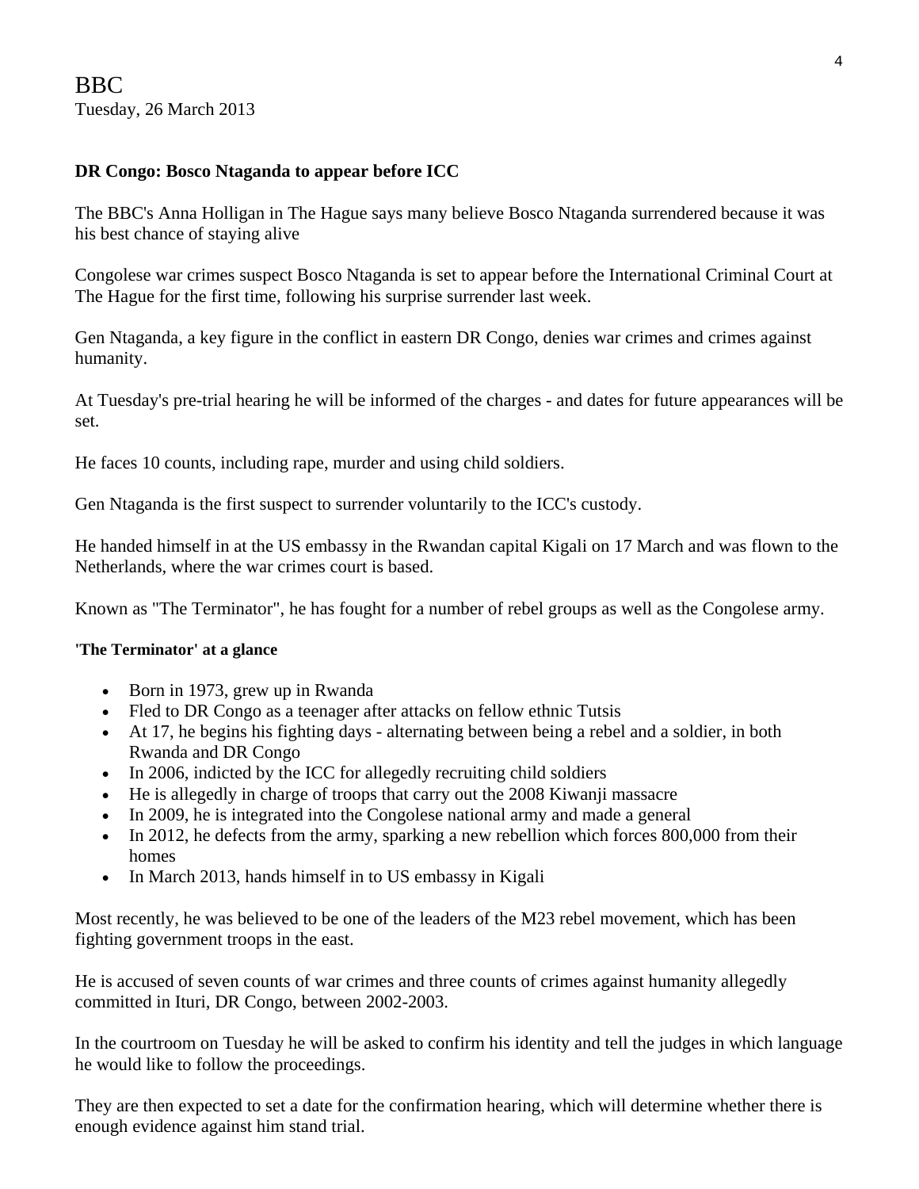BBC
Tuesday, 26 March 2013

**DR Congo: Bosco Ntaganda to appear before ICC**

The BBC's Anna Holligan in The Hague says many believe Bosco Ntaganda surrendered because it was his best chance of staying alive

Congolese war crimes suspect Bosco Ntaganda is set to appear before the International Criminal Court at The Hague for the first time, following his surprise surrender last week.

Gen Ntaganda, a key figure in the conflict in eastern DR Congo, denies war crimes and crimes against humanity.

At Tuesday's pre-trial hearing he will be informed of the charges - and dates for future appearances will be set.

He faces 10 counts, including rape, murder and using child soldiers.

Gen Ntaganda is the first suspect to surrender voluntarily to the ICC's custody.

He handed himself in at the US embassy in the Rwandan capital Kigali on 17 March and was flown to the Netherlands, where the war crimes court is based.

Known as "The Terminator", he has fought for a number of rebel groups as well as the Congolese army.

**'The Terminator' at a glance**

- Born in 1973, grew up in Rwanda
- Fled to DR Congo as a teenager after attacks on fellow ethnic Tutsis
- At 17, he begins his fighting days - alternating between being a rebel and a soldier, in both Rwanda and DR Congo
- In 2006, indicted by the ICC for allegedly recruiting child soldiers
- He is allegedly in charge of troops that carry out the 2008 Kiwanji massacre
- In 2009, he is integrated into the Congolese national army and made a general
- In 2012, he defects from the army, sparking a new rebellion which forces 800,000 from their homes
- In March 2013, hands himself in to US embassy in Kigali

Most recently, he was believed to be one of the leaders of the M23 rebel movement, which has been fighting government troops in the east.

He is accused of seven counts of war crimes and three counts of crimes against humanity allegedly committed in Ituri, DR Congo, between 2002-2003.

In the courtroom on Tuesday he will be asked to confirm his identity and tell the judges in which language he would like to follow the proceedings.

They are then expected to set a date for the confirmation hearing, which will determine whether there is enough evidence against him stand trial.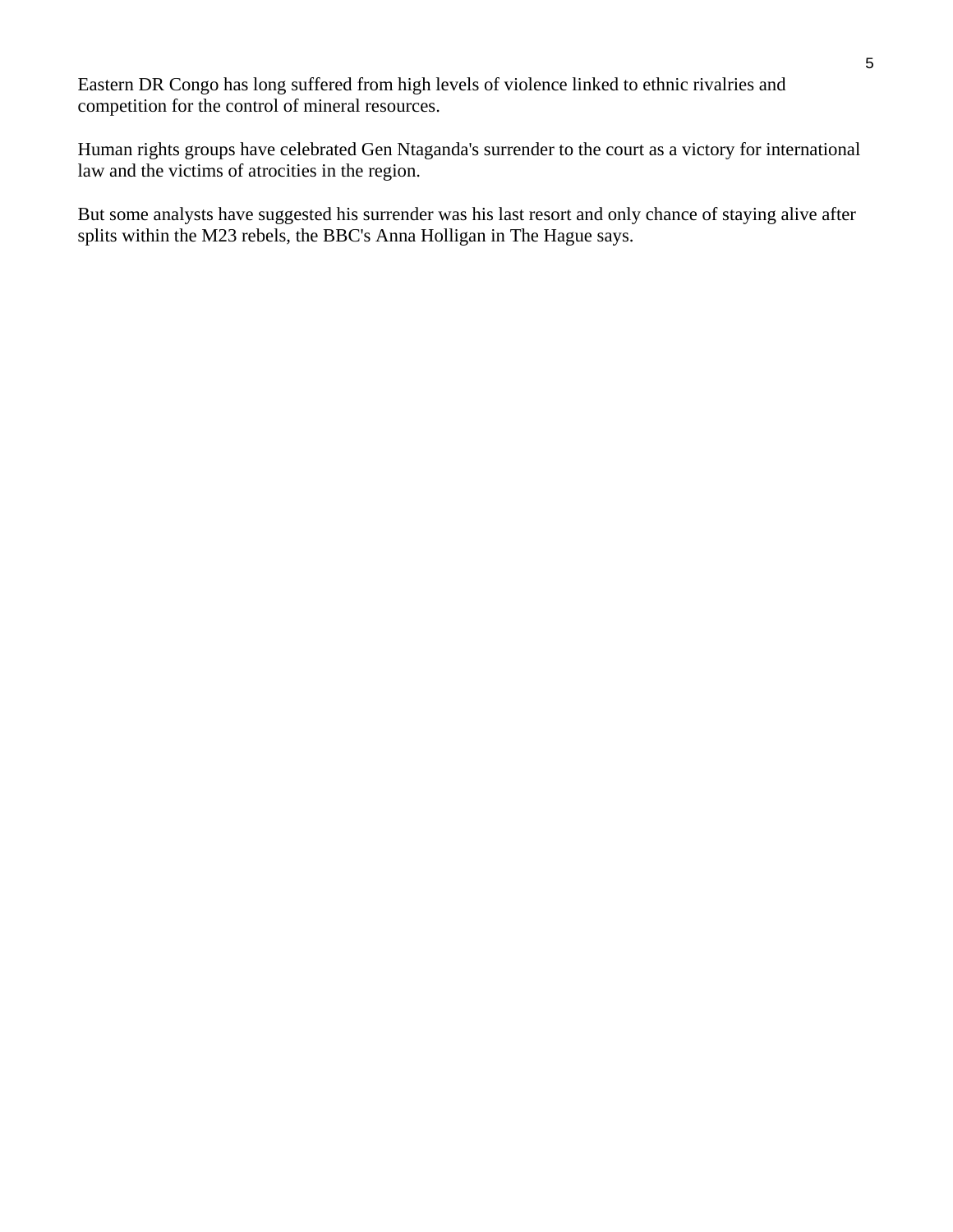Eastern DR Congo has long suffered from high levels of violence linked to ethnic rivalries and competition for the control of mineral resources.

Human rights groups have celebrated Gen Ntaganda's surrender to the court as a victory for international law and the victims of atrocities in the region.

But some analysts have suggested his surrender was his last resort and only chance of staying alive after splits within the M23 rebels, the BBC's Anna Holligan in The Hague says.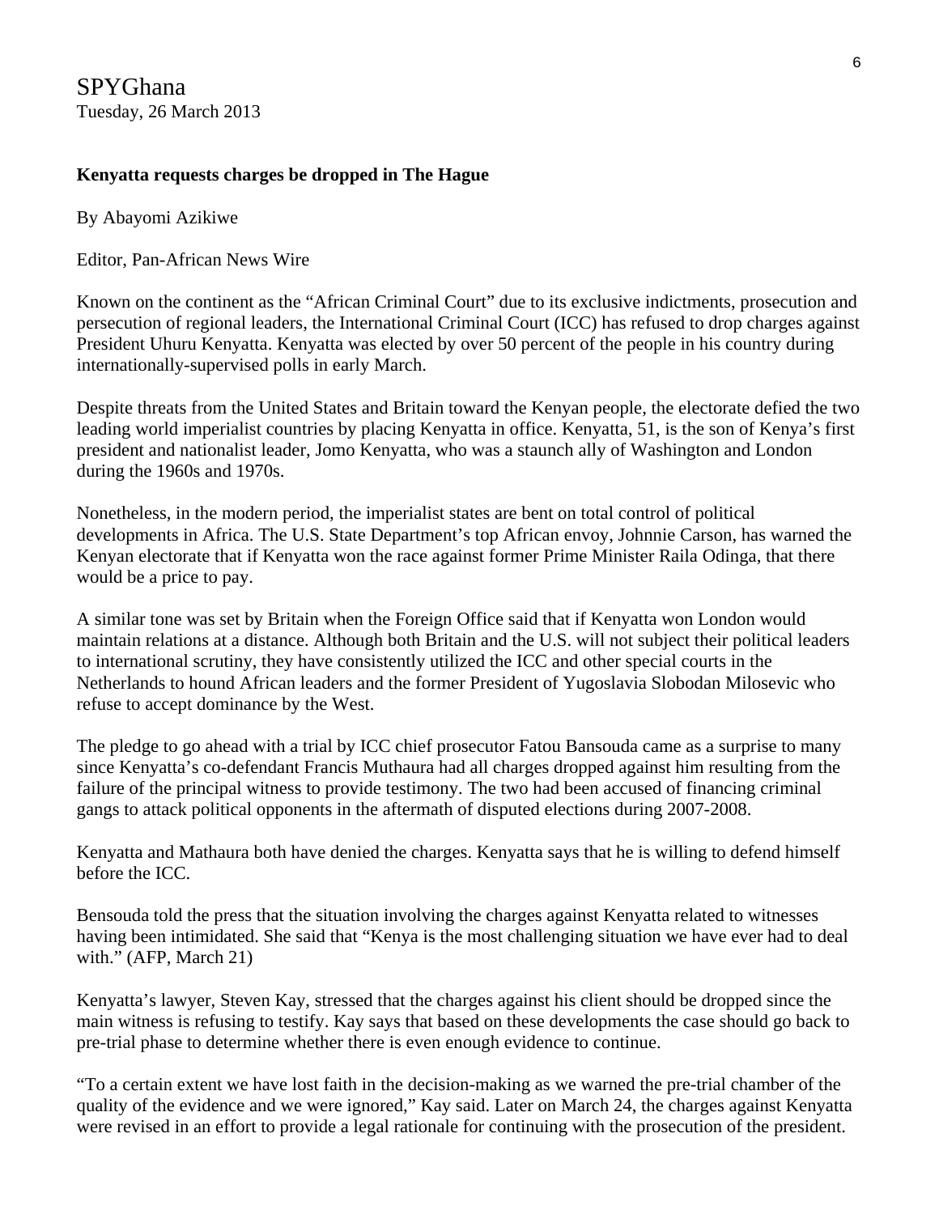SPYGhana
Tuesday, 26 March 2013

**Kenyatta requests charges be dropped in The Hague**

By Abayomi Azikiwe

Editor, Pan-African News Wire

Known on the continent as the “African Criminal Court” due to its exclusive indictments, prosecution and persecution of regional leaders, the International Criminal Court (ICC) has refused to drop charges against President Uhuru Kenyatta. Kenyatta was elected by over 50 percent of the people in his country during internationally-supervised polls in early March.

Despite threats from the United States and Britain toward the Kenyan people, the electorate defied the two leading world imperialist countries by placing Kenyatta in office. Kenyatta, 51, is the son of Kenya’s first president and nationalist leader, Jomo Kenyatta, who was a staunch ally of Washington and London during the 1960s and 1970s.

Nonetheless, in the modern period, the imperialist states are bent on total control of political developments in Africa. The U.S. State Department’s top African envoy, Johnnie Carson, has warned the Kenyan electorate that if Kenyatta won the race against former Prime Minister Raila Odinga, that there would be a price to pay.

A similar tone was set by Britain when the Foreign Office said that if Kenyatta won London would maintain relations at a distance. Although both Britain and the U.S. will not subject their political leaders to international scrutiny, they have consistently utilized the ICC and other special courts in the Netherlands to hound African leaders and the former President of Yugoslavia Slobodan Milosevic who refuse to accept dominance by the West.

The pledge to go ahead with a trial by ICC chief prosecutor Fatou Bansouda came as a surprise to many since Kenyatta’s co-defendant Francis Muthaura had all charges dropped against him resulting from the failure of the principal witness to provide testimony. The two had been accused of financing criminal gangs to attack political opponents in the aftermath of disputed elections during 2007-2008.

Kenyatta and Mathaura both have denied the charges. Kenyatta says that he is willing to defend himself before the ICC.

Bensouda told the press that the situation involving the charges against Kenyatta related to witnesses having been intimidated. She said that “Kenya is the most challenging situation we have ever had to deal with.” (AFP, March 21)

Kenyatta’s lawyer, Steven Kay, stressed that the charges against his client should be dropped since the main witness is refusing to testify. Kay says that based on these developments the case should go back to pre-trial phase to determine whether there is even enough evidence to continue.

“To a certain extent we have lost faith in the decision-making as we warned the pre-trial chamber of the quality of the evidence and we were ignored,” Kay said. Later on March 24, the charges against Kenyatta were revised in an effort to provide a legal rationale for continuing with the prosecution of the president.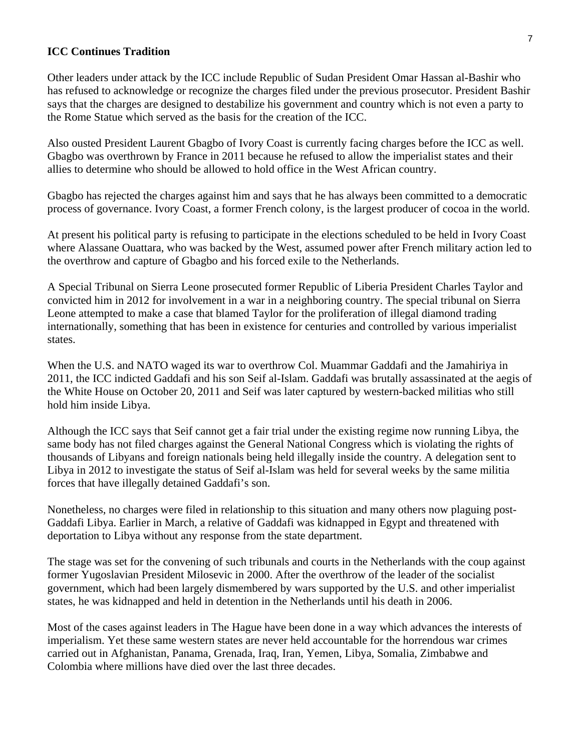**ICC Continues Tradition**

Other leaders under attack by the ICC include Republic of Sudan President Omar Hassan al-Bashir who has refused to acknowledge or recognize the charges filed under the previous prosecutor. President Bashir says that the charges are designed to destabilize his government and country which is not even a party to the Rome Statue which served as the basis for the creation of the ICC.

Also ousted President Laurent Gbagbo of Ivory Coast is currently facing charges before the ICC as well. Gbagbo was overthrown by France in 2011 because he refused to allow the imperialist states and their allies to determine who should be allowed to hold office in the West African country.

Gbagbo has rejected the charges against him and says that he has always been committed to a democratic process of governance. Ivory Coast, a former French colony, is the largest producer of cocoa in the world.

At present his political party is refusing to participate in the elections scheduled to be held in Ivory Coast where Alassane Ouattara, who was backed by the West, assumed power after French military action led to the overthrow and capture of Gbagbo and his forced exile to the Netherlands.

A Special Tribunal on Sierra Leone prosecuted former Republic of Liberia President Charles Taylor and convicted him in 2012 for involvement in a war in a neighboring country. The special tribunal on Sierra Leone attempted to make a case that blamed Taylor for the proliferation of illegal diamond trading internationally, something that has been in existence for centuries and controlled by various imperialist states.

When the U.S. and NATO waged its war to overthrow Col. Muammar Gaddafi and the Jamahiriya in 2011, the ICC indicted Gaddafi and his son Seif al-Islam. Gaddafi was brutally assassinated at the aegis of the White House on October 20, 2011 and Seif was later captured by western-backed militias who still hold him inside Libya.

Although the ICC says that Seif cannot get a fair trial under the existing regime now running Libya, the same body has not filed charges against the General National Congress which is violating the rights of thousands of Libyans and foreign nationals being held illegally inside the country. A delegation sent to Libya in 2012 to investigate the status of Seif al-Islam was held for several weeks by the same militia forces that have illegally detained Gaddafi's son.

Nonetheless, no charges were filed in relationship to this situation and many others now plaguing post-Gaddafi Libya. Earlier in March, a relative of Gaddafi was kidnapped in Egypt and threatened with deportation to Libya without any response from the state department.

The stage was set for the convening of such tribunals and courts in the Netherlands with the coup against former Yugoslavian President Milosevic in 2000. After the overthrow of the leader of the socialist government, which had been largely dismembered by wars supported by the U.S. and other imperialist states, he was kidnapped and held in detention in the Netherlands until his death in 2006.

Most of the cases against leaders in The Hague have been done in a way which advances the interests of imperialism. Yet these same western states are never held accountable for the horrendous war crimes carried out in Afghanistan, Panama, Grenada, Iraq, Iran, Yemen, Libya, Somalia, Zimbabwe and Colombia where millions have died over the last three decades.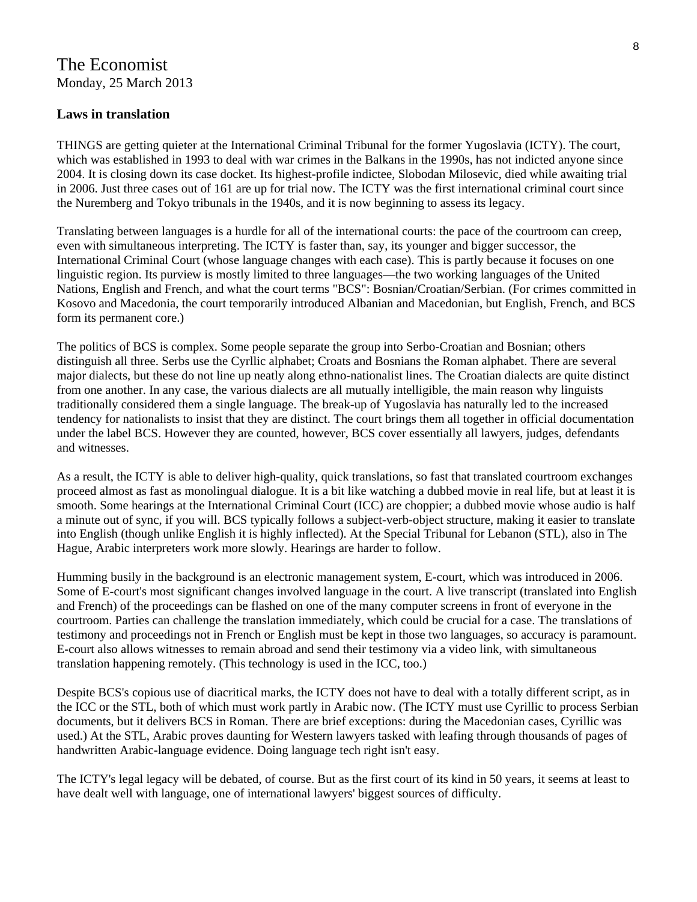The Economist
Monday, 25 March 2013

**Laws in translation**

THINGS are getting quieter at the International Criminal Tribunal for the former Yugoslavia (ICTY). The court, which was established in 1993 to deal with war crimes in the Balkans in the 1990s, has not indicted anyone since 2004. It is closing down its case docket. Its highest-profile indictee, Slobodan Milosevic, died while awaiting trial in 2006. Just three cases out of 161 are up for trial now. The ICTY was the first international criminal court since the Nuremberg and Tokyo tribunals in the 1940s, and it is now beginning to assess its legacy.

Translating between languages is a hurdle for all of the international courts: the pace of the courtroom can creep, even with simultaneous interpreting. The ICTY is faster than, say, its younger and bigger successor, the International Criminal Court (whose language changes with each case). This is partly because it focuses on one linguistic region. Its purview is mostly limited to three languages—the two working languages of the United Nations, English and French, and what the court terms "BCS": Bosnian/Croatian/Serbian. (For crimes committed in Kosovo and Macedonia, the court temporarily introduced Albanian and Macedonian, but English, French, and BCS form its permanent core.)

The politics of BCS is complex. Some people separate the group into Serbo-Croatian and Bosnian; others distinguish all three. Serbs use the Cyrllic alphabet; Croats and Bosnians the Roman alphabet. There are several major dialects, but these do not line up neatly along ethno-nationalist lines. The Croatian dialects are quite distinct from one another. In any case, the various dialects are all mutually intelligible, the main reason why linguists traditionally considered them a single language. The break-up of Yugoslavia has naturally led to the increased tendency for nationalists to insist that they are distinct. The court brings them all together in official documentation under the label BCS. However they are counted, however, BCS cover essentially all lawyers, judges, defendants and witnesses.

As a result, the ICTY is able to deliver high-quality, quick translations, so fast that translated courtroom exchanges proceed almost as fast as monolingual dialogue. It is a bit like watching a dubbed movie in real life, but at least it is smooth. Some hearings at the International Criminal Court (ICC) are choppier; a dubbed movie whose audio is half a minute out of sync, if you will. BCS typically follows a subject-verb-object structure, making it easier to translate into English (though unlike English it is highly inflected). At the Special Tribunal for Lebanon (STL), also in The Hague, Arabic interpreters work more slowly. Hearings are harder to follow.

Humming busily in the background is an electronic management system, E-court, which was introduced in 2006. Some of E-court's most significant changes involved language in the court. A live transcript (translated into English and French) of the proceedings can be flashed on one of the many computer screens in front of everyone in the courtroom. Parties can challenge the translation immediately, which could be crucial for a case. The translations of testimony and proceedings not in French or English must be kept in those two languages, so accuracy is paramount. E-court also allows witnesses to remain abroad and send their testimony via a video link, with simultaneous translation happening remotely. (This technology is used in the ICC, too.)

Despite BCS's copious use of diacritical marks, the ICTY does not have to deal with a totally different script, as in the ICC or the STL, both of which must work partly in Arabic now. (The ICTY must use Cyrillic to process Serbian documents, but it delivers BCS in Roman. There are brief exceptions: during the Macedonian cases, Cyrillic was used.) At the STL, Arabic proves daunting for Western lawyers tasked with leafing through thousands of pages of handwritten Arabic-language evidence. Doing language tech right isn't easy.

The ICTY's legal legacy will be debated, of course. But as the first court of its kind in 50 years, it seems at least to have dealt well with language, one of international lawyers' biggest sources of difficulty.